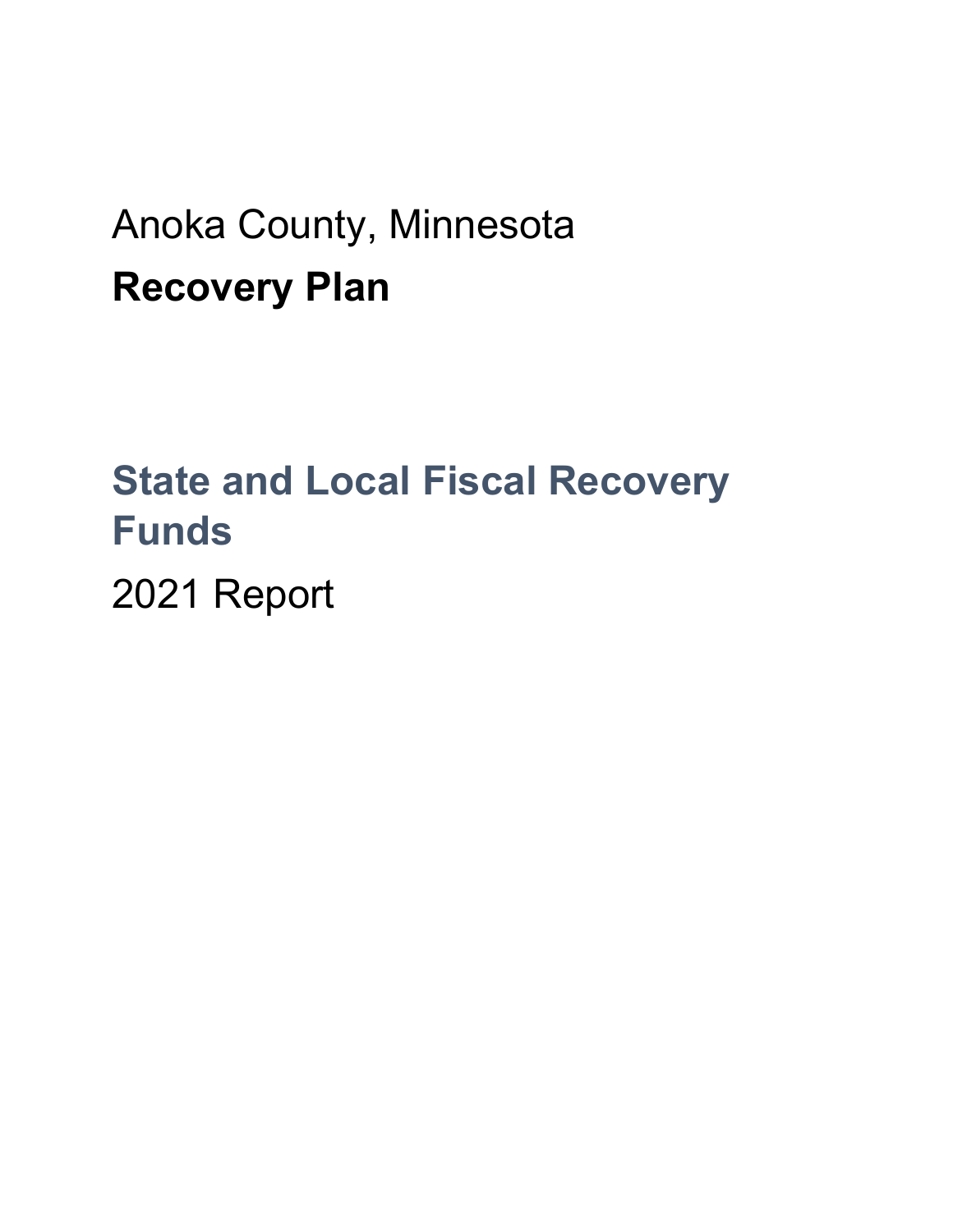Anoka County, Minnesota

# Recovery Plan

## State and Local Fiscal Recovery Funds

2021 Report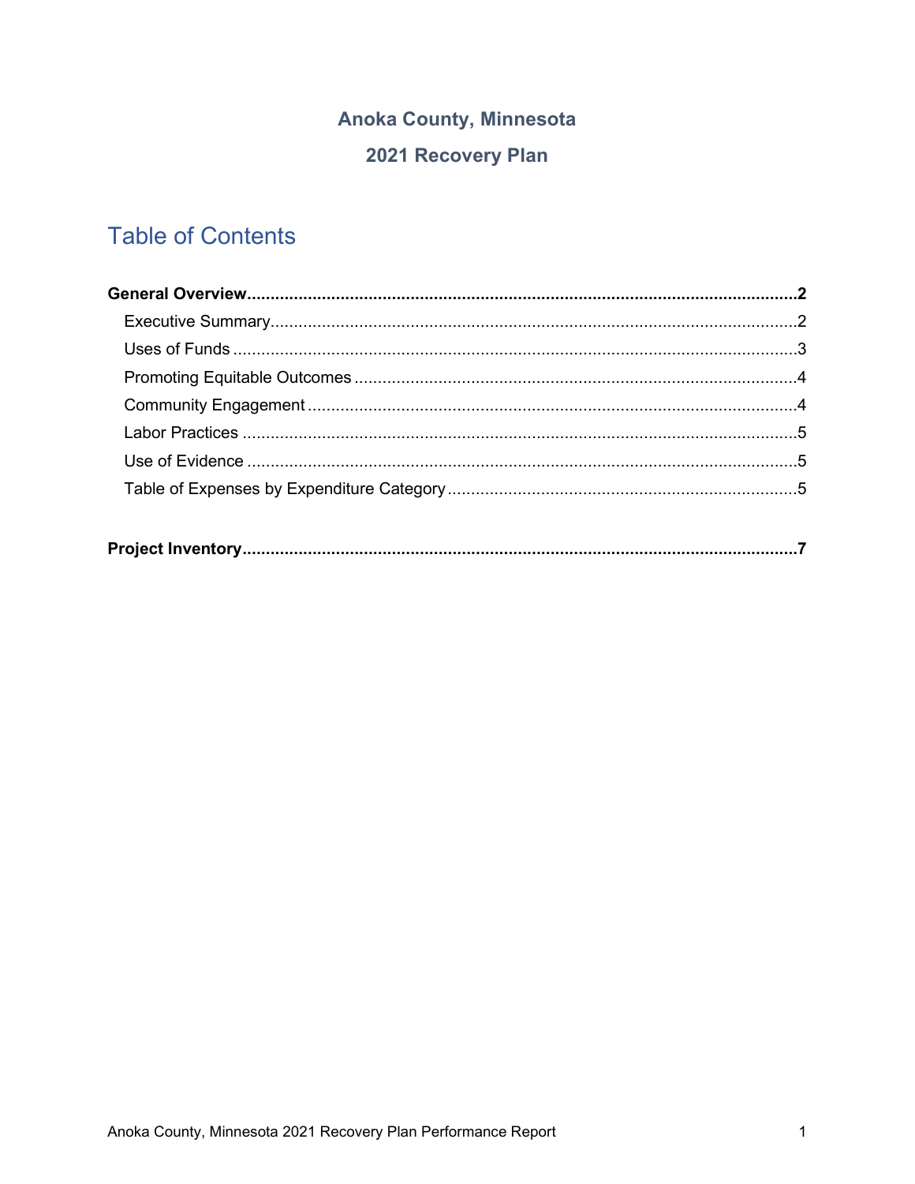**Anoka County, Minnesota**

**2021 Recovery Plan**

# Table of Contents

**General Overview** ..... **2**

- Executive Summary ..... 2
- Uses of Funds ..... 3
- Promoting Equitable Outcomes ..... 4
- Community Engagement ..... 4
- Labor Practices ..... 5
- Use of Evidence ..... 5
- Table of Expenses by Expenditure Category ..... 5

**Project Inventory** ..... **7**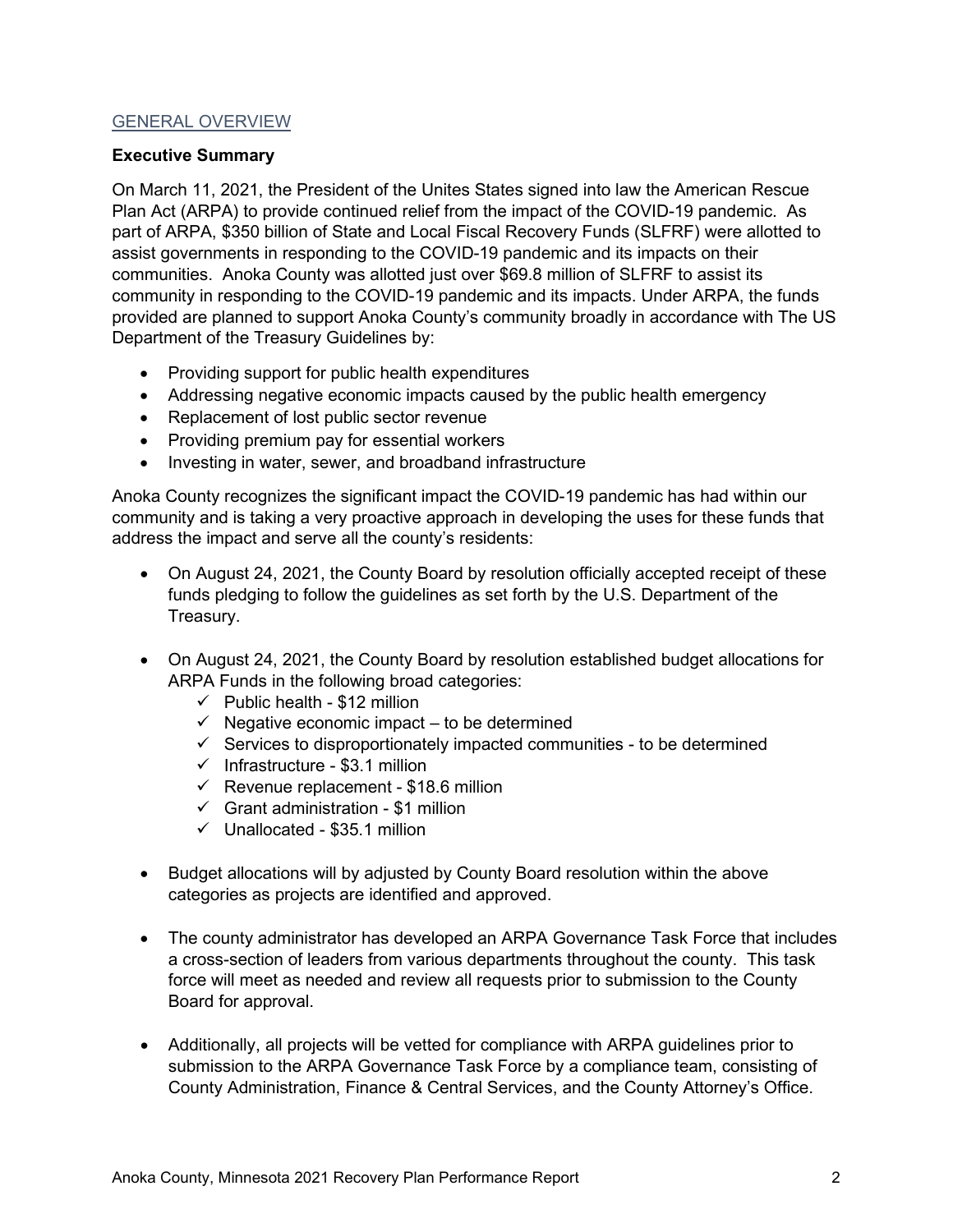## GENERAL OVERVIEW

### Executive Summary

On March 11, 2021, the President of the Unites States signed into law the American Rescue Plan Act (ARPA) to provide continued relief from the impact of the COVID-19 pandemic. As part of ARPA, $350 billion of State and Local Fiscal Recovery Funds (SLFRF) were allotted to assist governments in responding to the COVID-19 pandemic and its impacts on their communities. Anoka County was allotted just over $69.8 million of SLFRF to assist its community in responding to the COVID-19 pandemic and its impacts. Under ARPA, the funds provided are planned to support Anoka County's community broadly in accordance with The US Department of the Treasury Guidelines by:

- Providing support for public health expenditures
- Addressing negative economic impacts caused by the public health emergency
- Replacement of lost public sector revenue
- Providing premium pay for essential workers
- Investing in water, sewer, and broadband infrastructure

Anoka County recognizes the significant impact the COVID-19 pandemic has had within our community and is taking a very proactive approach in developing the uses for these funds that address the impact and serve all the county's residents:

- On August 24, 2021, the County Board by resolution officially accepted receipt of these funds pledging to follow the guidelines as set forth by the U.S. Department of the Treasury.

- On August 24, 2021, the County Board by resolution established budget allocations for ARPA Funds in the following broad categories:
  - ✓ Public health - $12 million
  - ✓ Negative economic impact – to be determined
  - ✓ Services to disproportionately impacted communities - to be determined
  - ✓ Infrastructure - $3.1 million
  - ✓ Revenue replacement - $18.6 million
  - ✓ Grant administration - $1 million
  - ✓ Unallocated - $35.1 million

- Budget allocations will by adjusted by County Board resolution within the above categories as projects are identified and approved.

- The county administrator has developed an ARPA Governance Task Force that includes a cross-section of leaders from various departments throughout the county. This task force will meet as needed and review all requests prior to submission to the County Board for approval.

- Additionally, all projects will be vetted for compliance with ARPA guidelines prior to submission to the ARPA Governance Task Force by a compliance team, consisting of County Administration, Finance & Central Services, and the County Attorney's Office.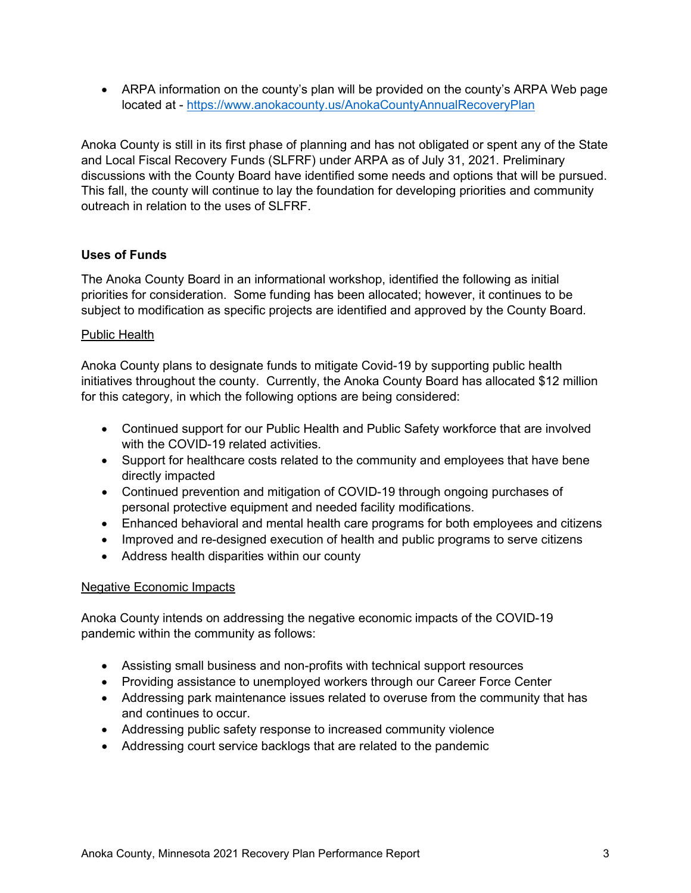- ARPA information on the county's plan will be provided on the county's ARPA Web page located at - https://www.anokacounty.us/AnokaCountyAnnualRecoveryPlan

Anoka County is still in its first phase of planning and has not obligated or spent any of the State and Local Fiscal Recovery Funds (SLFRF) under ARPA as of July 31, 2021. Preliminary discussions with the County Board have identified some needs and options that will be pursued. This fall, the county will continue to lay the foundation for developing priorities and community outreach in relation to the uses of SLFRF.

## Uses of Funds

The Anoka County Board in an informational workshop, identified the following as initial priorities for consideration. Some funding has been allocated; however, it continues to be subject to modification as specific projects are identified and approved by the County Board.

### Public Health

Anoka County plans to designate funds to mitigate Covid-19 by supporting public health initiatives throughout the county. Currently, the Anoka County Board has allocated $12 million for this category, in which the following options are being considered:

- Continued support for our Public Health and Public Safety workforce that are involved with the COVID-19 related activities.
- Support for healthcare costs related to the community and employees that have bene directly impacted
- Continued prevention and mitigation of COVID-19 through ongoing purchases of personal protective equipment and needed facility modifications.
- Enhanced behavioral and mental health care programs for both employees and citizens
- Improved and re-designed execution of health and public programs to serve citizens
- Address health disparities within our county

### Negative Economic Impacts

Anoka County intends on addressing the negative economic impacts of the COVID-19 pandemic within the community as follows:

- Assisting small business and non-profits with technical support resources
- Providing assistance to unemployed workers through our Career Force Center
- Addressing park maintenance issues related to overuse from the community that has and continues to occur.
- Addressing public safety response to increased community violence
- Addressing court service backlogs that are related to the pandemic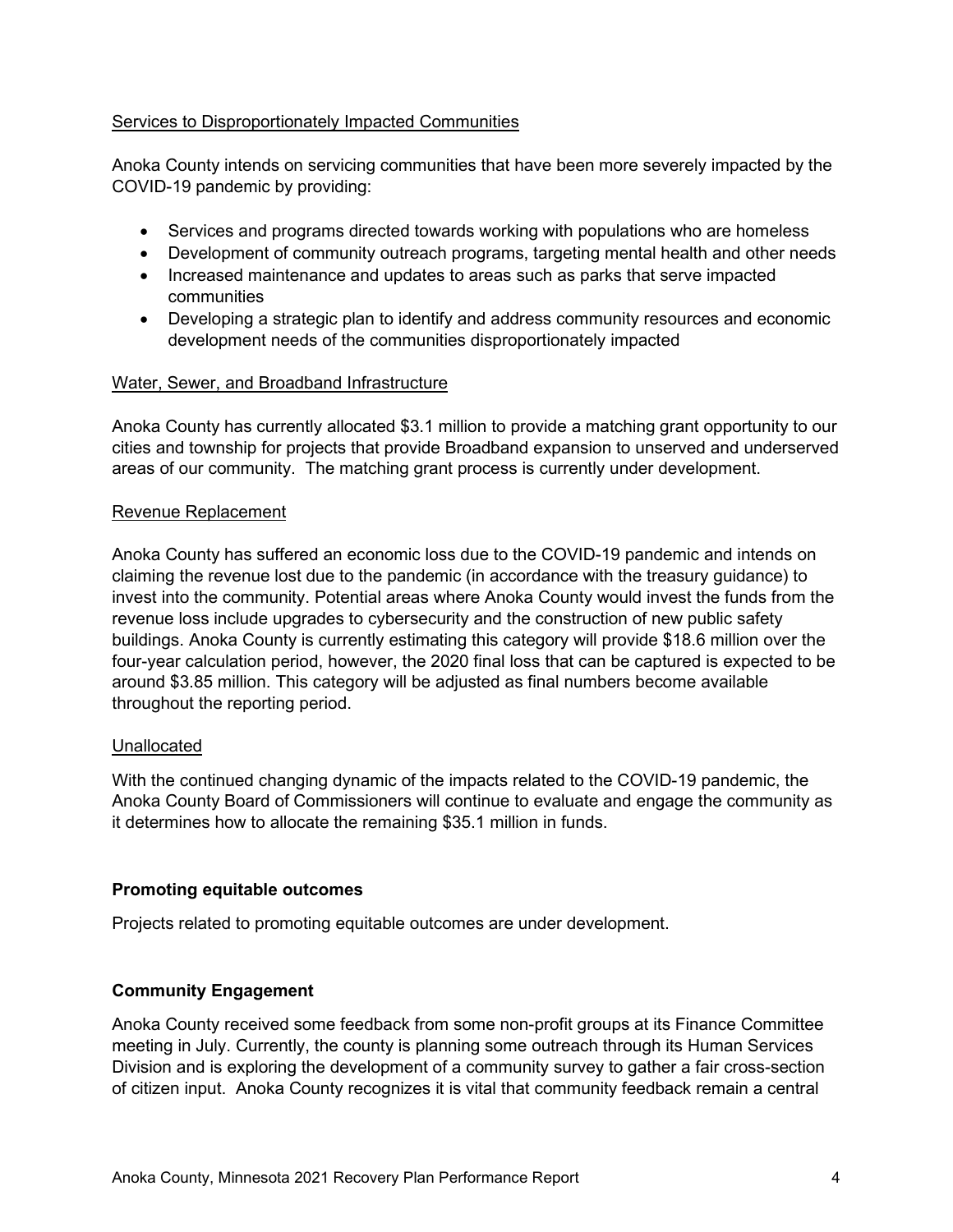Services to Disproportionately Impacted Communities

Anoka County intends on servicing communities that have been more severely impacted by the COVID-19 pandemic by providing:

- Services and programs directed towards working with populations who are homeless
- Development of community outreach programs, targeting mental health and other needs
- Increased maintenance and updates to areas such as parks that serve impacted communities
- Developing a strategic plan to identify and address community resources and economic development needs of the communities disproportionately impacted

Water, Sewer, and Broadband Infrastructure

Anoka County has currently allocated $3.1 million to provide a matching grant opportunity to our cities and township for projects that provide Broadband expansion to unserved and underserved areas of our community. The matching grant process is currently under development.

Revenue Replacement

Anoka County has suffered an economic loss due to the COVID-19 pandemic and intends on claiming the revenue lost due to the pandemic (in accordance with the treasury guidance) to invest into the community. Potential areas where Anoka County would invest the funds from the revenue loss include upgrades to cybersecurity and the construction of new public safety buildings. Anoka County is currently estimating this category will provide $18.6 million over the four-year calculation period, however, the 2020 final loss that can be captured is expected to be around $3.85 million. This category will be adjusted as final numbers become available throughout the reporting period.

Unallocated

With the continued changing dynamic of the impacts related to the COVID-19 pandemic, the Anoka County Board of Commissioners will continue to evaluate and engage the community as it determines how to allocate the remaining $35.1 million in funds.

**Promoting equitable outcomes**

Projects related to promoting equitable outcomes are under development.

**Community Engagement**

Anoka County received some feedback from some non-profit groups at its Finance Committee meeting in July. Currently, the county is planning some outreach through its Human Services Division and is exploring the development of a community survey to gather a fair cross-section of citizen input. Anoka County recognizes it is vital that community feedback remain a central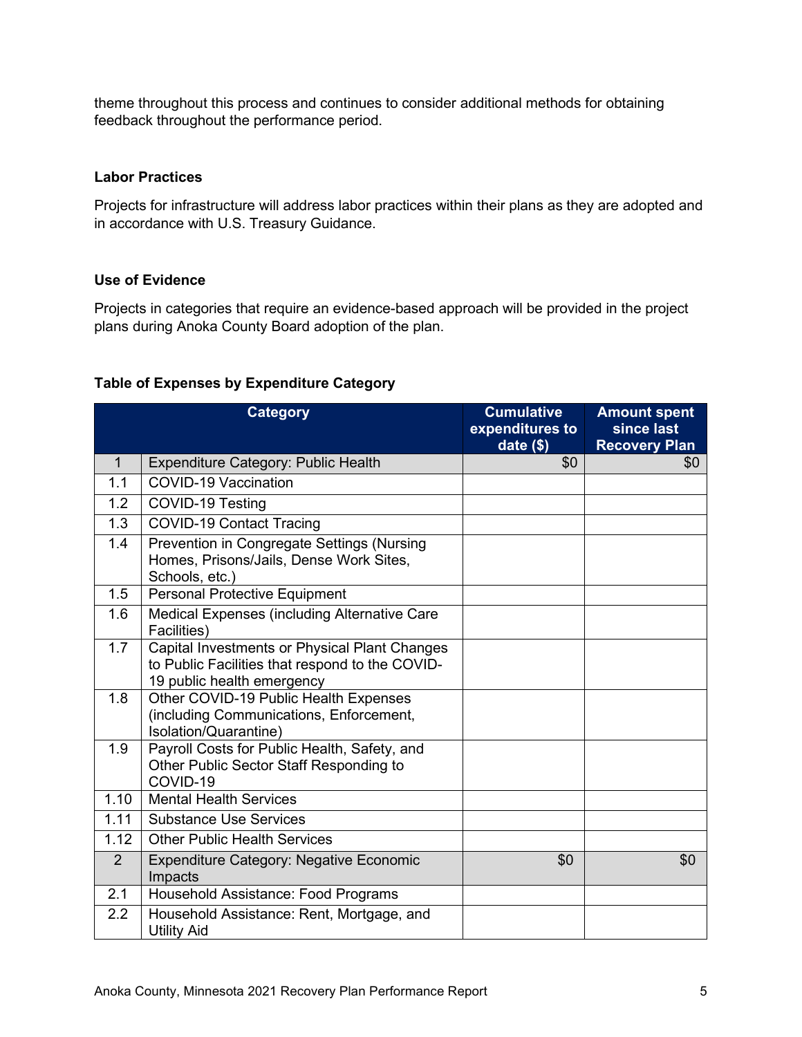theme throughout this process and continues to consider additional methods for obtaining feedback throughout the performance period.

### Labor Practices

Projects for infrastructure will address labor practices within their plans as they are adopted and in accordance with U.S. Treasury Guidance.

### Use of Evidence

Projects in categories that require an evidence-based approach will be provided in the project plans during Anoka County Board adoption of the plan.

### Table of Expenses by Expenditure Category

| | Category | Cumulative expenditures to date ($) | Amount spent since last Recovery Plan |
|---|---|---|---|
| 1 | Expenditure Category: Public Health | $0 | $0 |
| 1.1 | COVID-19 Vaccination | | |
| 1.2 | COVID-19 Testing | | |
| 1.3 | COVID-19 Contact Tracing | | |
| 1.4 | Prevention in Congregate Settings (Nursing Homes, Prisons/Jails, Dense Work Sites, Schools, etc.) | | |
| 1.5 | Personal Protective Equipment | | |
| 1.6 | Medical Expenses (including Alternative Care Facilities) | | |
| 1.7 | Capital Investments or Physical Plant Changes to Public Facilities that respond to the COVID-19 public health emergency | | |
| 1.8 | Other COVID-19 Public Health Expenses (including Communications, Enforcement, Isolation/Quarantine) | | |
| 1.9 | Payroll Costs for Public Health, Safety, and Other Public Sector Staff Responding to COVID-19 | | |
| 1.10 | Mental Health Services | | |
| 1.11 | Substance Use Services | | |
| 1.12 | Other Public Health Services | | |
| 2 | Expenditure Category: Negative Economic Impacts | $0 | $0 |
| 2.1 | Household Assistance: Food Programs | | |
| 2.2 | Household Assistance: Rent, Mortgage, and Utility Aid | | |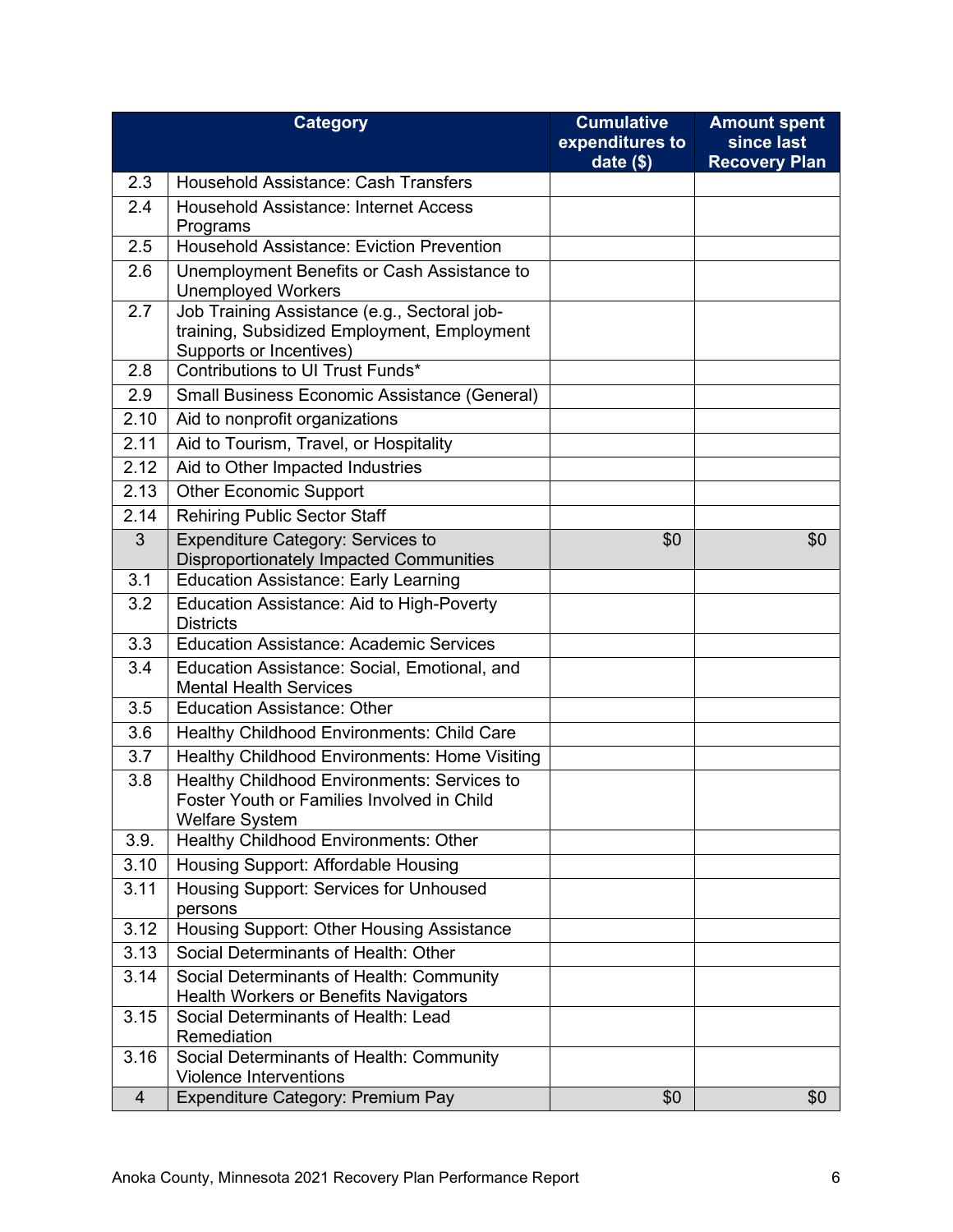| | Category | Cumulative expenditures to date ($) | Amount spent since last Recovery Plan |
|---|---|---|---|
| 2.3 | Household Assistance: Cash Transfers | | |
| 2.4 | Household Assistance: Internet Access Programs | | |
| 2.5 | Household Assistance: Eviction Prevention | | |
| 2.6 | Unemployment Benefits or Cash Assistance to Unemployed Workers | | |
| 2.7 | Job Training Assistance (e.g., Sectoral job-training, Subsidized Employment, Employment Supports or Incentives) | | |
| 2.8 | Contributions to UI Trust Funds* | | |
| 2.9 | Small Business Economic Assistance (General) | | |
| 2.10 | Aid to nonprofit organizations | | |
| 2.11 | Aid to Tourism, Travel, or Hospitality | | |
| 2.12 | Aid to Other Impacted Industries | | |
| 2.13 | Other Economic Support | | |
| 2.14 | Rehiring Public Sector Staff | | |
| 3 | Expenditure Category: Services to Disproportionately Impacted Communities | $0 | $0 |
| 3.1 | Education Assistance: Early Learning | | |
| 3.2 | Education Assistance: Aid to High-Poverty Districts | | |
| 3.3 | Education Assistance: Academic Services | | |
| 3.4 | Education Assistance: Social, Emotional, and Mental Health Services | | |
| 3.5 | Education Assistance: Other | | |
| 3.6 | Healthy Childhood Environments: Child Care | | |
| 3.7 | Healthy Childhood Environments: Home Visiting | | |
| 3.8 | Healthy Childhood Environments: Services to Foster Youth or Families Involved in Child Welfare System | | |
| 3.9. | Healthy Childhood Environments: Other | | |
| 3.10 | Housing Support: Affordable Housing | | |
| 3.11 | Housing Support: Services for Unhoused persons | | |
| 3.12 | Housing Support: Other Housing Assistance | | |
| 3.13 | Social Determinants of Health: Other | | |
| 3.14 | Social Determinants of Health: Community Health Workers or Benefits Navigators | | |
| 3.15 | Social Determinants of Health: Lead Remediation | | |
| 3.16 | Social Determinants of Health: Community Violence Interventions | | |
| 4 | Expenditure Category: Premium Pay | $0 | $0 |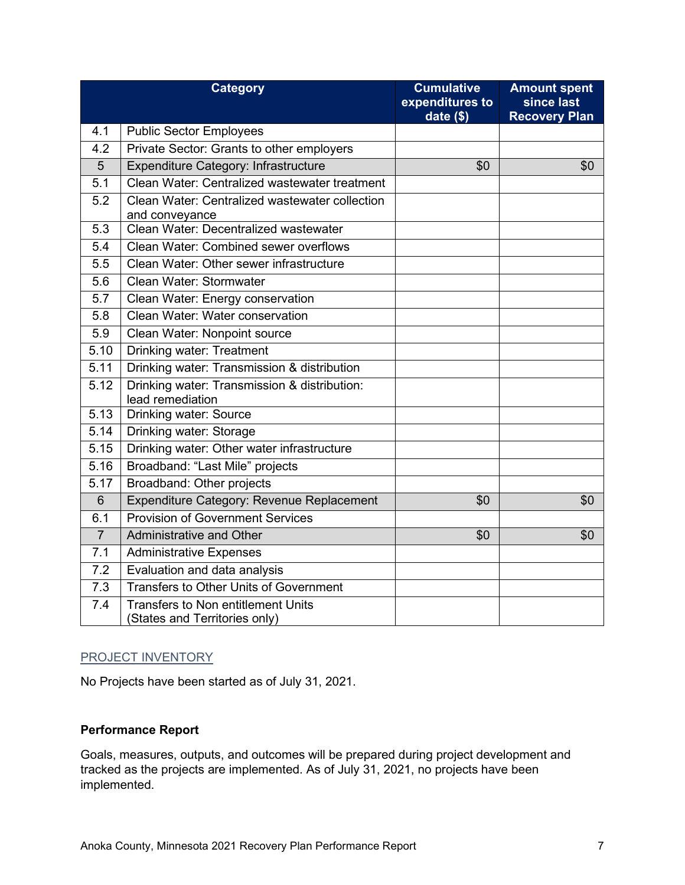| Category | | Cumulative expenditures to date ($) | Amount spent since last Recovery Plan |
|---|---|---|---|
| 4.1 | Public Sector Employees | | |
| 4.2 | Private Sector: Grants to other employers | | |
| 5 | Expenditure Category: Infrastructure | $0 | $0 |
| 5.1 | Clean Water: Centralized wastewater treatment | | |
| 5.2 | Clean Water: Centralized wastewater collection and conveyance | | |
| 5.3 | Clean Water: Decentralized wastewater | | |
| 5.4 | Clean Water: Combined sewer overflows | | |
| 5.5 | Clean Water: Other sewer infrastructure | | |
| 5.6 | Clean Water: Stormwater | | |
| 5.7 | Clean Water: Energy conservation | | |
| 5.8 | Clean Water: Water conservation | | |
| 5.9 | Clean Water: Nonpoint source | | |
| 5.10 | Drinking water: Treatment | | |
| 5.11 | Drinking water: Transmission & distribution | | |
| 5.12 | Drinking water: Transmission & distribution: lead remediation | | |
| 5.13 | Drinking water: Source | | |
| 5.14 | Drinking water: Storage | | |
| 5.15 | Drinking water: Other water infrastructure | | |
| 5.16 | Broadband: "Last Mile" projects | | |
| 5.17 | Broadband: Other projects | | |
| 6 | Expenditure Category: Revenue Replacement | $0 | $0 |
| 6.1 | Provision of Government Services | | |
| 7 | Administrative and Other | $0 | $0 |
| 7.1 | Administrative Expenses | | |
| 7.2 | Evaluation and data analysis | | |
| 7.3 | Transfers to Other Units of Government | | |
| 7.4 | Transfers to Non entitlement Units (States and Territories only) | | |

## PROJECT INVENTORY

No Projects have been started as of July 31, 2021.

**Performance Report**

Goals, measures, outputs, and outcomes will be prepared during project development and tracked as the projects are implemented. As of July 31, 2021, no projects have been implemented.